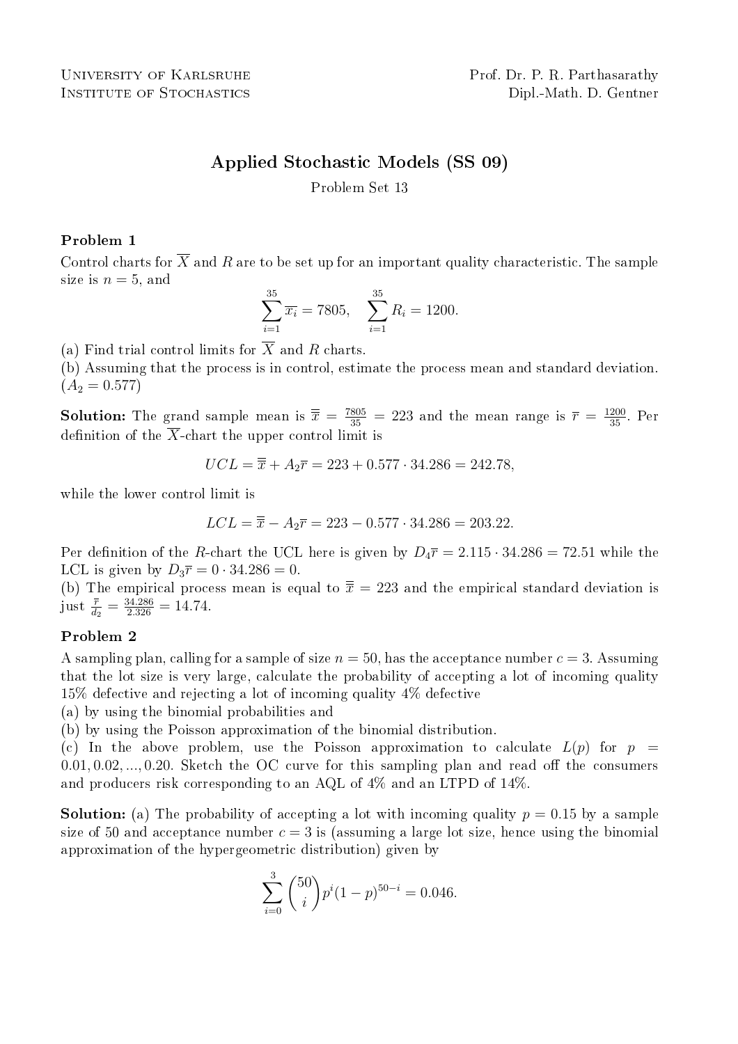University of Karlsruhe
Institute of Stochastics

Prof. Dr. P. R. Parthasarathy
Dipl.-Math. D. Gentner

# Applied Stochastic Models (SS 09)

Problem Set 13

### Problem 1

Control charts for $\overline{X}$ and $R$ are to be set up for an important quality characteristic. The sample size is $n = 5$, and

$$\sum_{i=1}^{35} \overline{x_i} = 7805, \quad \sum_{i=1}^{35} R_i = 1200.$$

(a) Find trial control limits for $\overline{X}$ and $R$ charts.
(b) Assuming that the process is in control, estimate the process mean and standard deviation. ($A_2 = 0.577$)

**Solution:** The grand sample mean is $\overline{\overline{x}} = \frac{7805}{35} = 223$ and the mean range is $\overline{r} = \frac{1200}{35}$. Per definition of the $\overline{X}$-chart the upper control limit is

$$UCL = \overline{\overline{x}} + A_2 \overline{r} = 223 + 0.577 \cdot 34.286 = 242.78,$$

while the lower control limit is

$$LCL = \overline{\overline{x}} - A_2 \overline{r} = 223 - 0.577 \cdot 34.286 = 203.22.$$

Per definition of the $R$-chart the UCL here is given by $D_4 \overline{r} = 2.115 \cdot 34.286 = 72.51$ while the LCL is given by $D_3 \overline{r} = 0 \cdot 34.286 = 0$.
(b) The empirical process mean is equal to $\overline{\overline{x}} = 223$ and the empirical standard deviation is just $\frac{\overline{r}}{d_2} = \frac{34.286}{2.326} = 14.74$.

### Problem 2

A sampling plan, calling for a sample of size $n = 50$, has the acceptance number $c = 3$. Assuming that the lot size is very large, calculate the probability of accepting a lot of incoming quality 15% defective and rejecting a lot of incoming quality 4% defective
(a) by using the binomial probabilities and
(b) by using the Poisson approximation of the binomial distribution.
(c) In the above problem, use the Poisson approximation to calculate $L(p)$ for $p = 0.01, 0.02, ..., 0.20$. Sketch the OC curve for this sampling plan and read off the consumers and producers risk corresponding to an AQL of 4% and an LTPD of 14%.

**Solution:** (a) The probability of accepting a lot with incoming quality $p = 0.15$ by a sample size of 50 and acceptance number $c = 3$ is (assuming a large lot size, hence using the binomial approximation of the hypergeometric distribution) given by

$$\sum_{i=0}^{3} \binom{50}{i} p^i (1-p)^{50-i} = 0.046.$$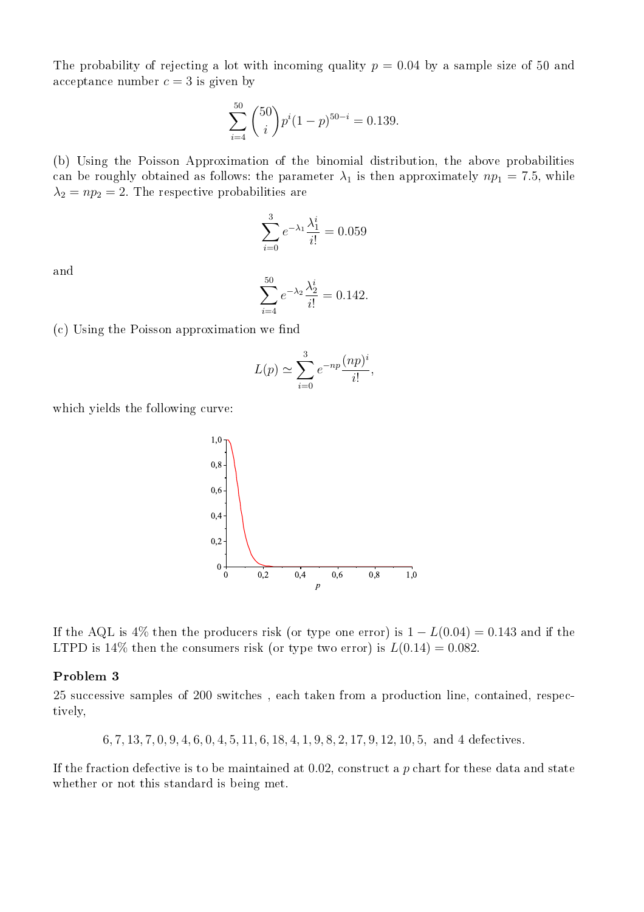The probability of rejecting a lot with incoming quality $p = 0.04$ by a sample size of 50 and acceptance number $c = 3$ is given by

$$\sum_{i=4}^{50} \binom{50}{i} p^i (1-p)^{50-i} = 0.139.$$

(b) Using the Poisson Approximation of the binomial distribution, the above probabilities can be roughly obtained as follows: the parameter $\lambda_1$ is then approximately $np_1 = 7.5$, while $\lambda_2 = np_2 = 2$. The respective probabilities are

$$\sum_{i=0}^{3} e^{-\lambda_1} \frac{\lambda_1^i}{i!} = 0.059$$

and

$$\sum_{i=4}^{50} e^{-\lambda_2} \frac{\lambda_2^i}{i!} = 0.142.$$

(c) Using the Poisson approximation we find

$$L(p) \simeq \sum_{i=0}^{3} e^{-np} \frac{(np)^i}{i!},$$

which yields the following curve:

1,0
0,8
0,6
0,4
0,2
0
0 0,2 0,4 0,6 0,8 1,0
$p$

If the AQL is 4% then the producers risk (or type one error) is $1 - L(0.04) = 0.143$ and if the LTPD is 14% then the consumers risk (or type two error) is $L(0.14) = 0.082$.

### Problem 3

25 successive samples of 200 switches , each taken from a production line, contained, respectively,

$$6, 7, 13, 7, 0, 9, 4, 6, 0, 4, 5, 11, 6, 18, 4, 1, 9, 8, 2, 17, 9, 12, 10, 5, \text{ and } 4 \text{ defectives.}$$

If the fraction defective is to be maintained at 0.02, construct a $p$ chart for these data and state whether or not this standard is being met.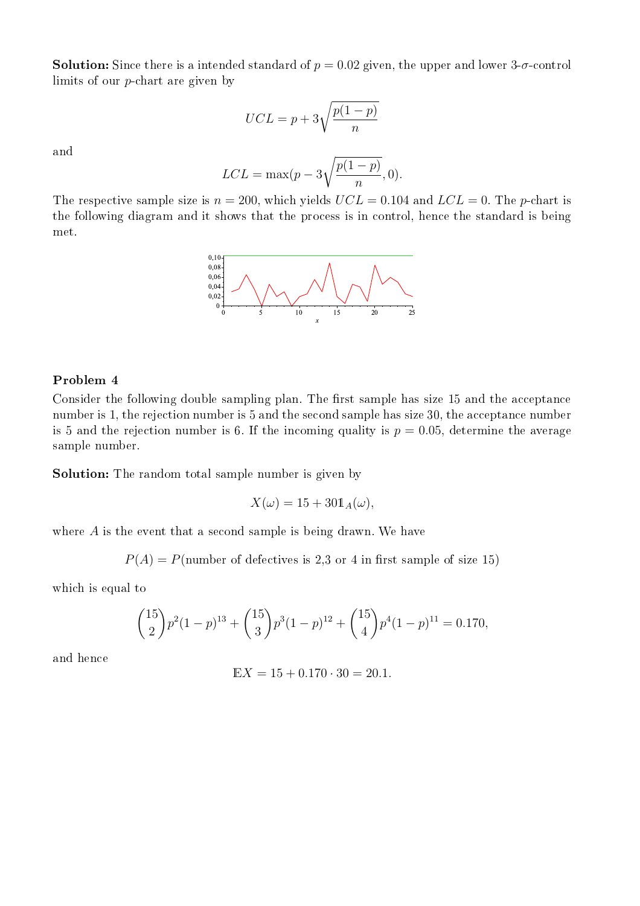**Solution:** Since there is a intended standard of $p = 0.02$ given, the upper and lower 3-$\sigma$-control limits of our $p$-chart are given by

$$UCL = p + 3\sqrt{\frac{p(1-p)}{n}}$$

and

$$LCL = \max(p - 3\sqrt{\frac{p(1-p)}{n}}, 0).$$

The respective sample size is $n = 200$, which yields $UCL = 0.104$ and $LCL = 0$. The $p$-chart is the following diagram and it shows that the process is in control, hence the standard is being met.

0,10
0,08
0,06
0,04
0,02
0
0 5 10 15 20 25
x

### Problem 4

Consider the following double sampling plan. The first sample has size 15 and the acceptance number is 1, the rejection number is 5 and the second sample has size 30, the acceptance number is 5 and the rejection number is 6. If the incoming quality is $p = 0.05$, determine the average sample number.

**Solution:** The random total sample number is given by

$$X(\omega) = 15 + 30\mathbb{1}_A(\omega),$$

where $A$ is the event that a second sample is being drawn. We have

$$P(A) = P(\text{number of defectives is 2,3 or 4 in first sample of size 15})$$

which is equal to

$$\binom{15}{2}p^2(1-p)^{13} + \binom{15}{3}p^3(1-p)^{12} + \binom{15}{4}p^4(1-p)^{11} = 0.170,$$

and hence

$$\mathbb{E}X = 15 + 0.170 \cdot 30 = 20.1.$$